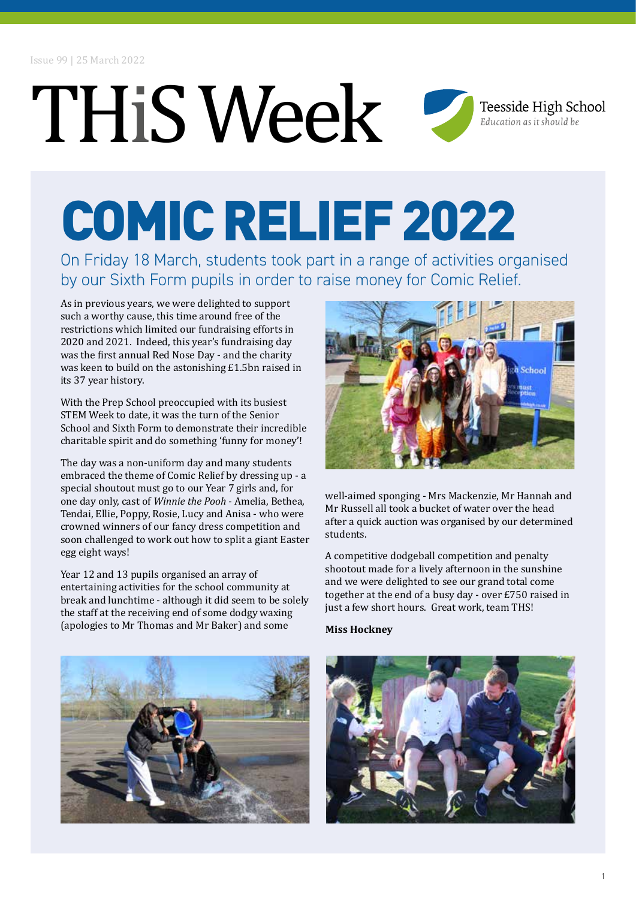Issue 99 | 25 March 2022

# THiS Week

Teesside High School
*Education as it should be*

## COMIC RELIEF 2022

On Friday 18 March, students took part in a range of activities organised by our Sixth Form pupils in order to raise money for Comic Relief.

As in previous years, we were delighted to support such a worthy cause, this time around free of the restrictions which limited our fundraising efforts in 2020 and 2021. Indeed, this year's fundraising day was the first annual Red Nose Day - and the charity was keen to build on the astonishing £1.5bn raised in its 37 year history.

With the Prep School preoccupied with its busiest STEM Week to date, it was the turn of the Senior School and Sixth Form to demonstrate their incredible charitable spirit and do something 'funny for money'!

The day was a non-uniform day and many students embraced the theme of Comic Relief by dressing up - a special shoutout must go to our Year 7 girls and, for one day only, cast of *Winnie the Pooh* - Amelia, Bethea, Tendai, Ellie, Poppy, Rosie, Lucy and Anisa - who were crowned winners of our fancy dress competition and soon challenged to work out how to split a giant Easter egg eight ways!

Year 12 and 13 pupils organised an array of entertaining activities for the school community at break and lunchtime - although it did seem to be solely the staff at the receiving end of some dodgy waxing (apologies to Mr Thomas and Mr Baker) and some well-aimed sponging - Mrs Mackenzie, Mr Hannah and Mr Russell all took a bucket of water over the head after a quick auction was organised by our determined students.

A competitive dodgeball competition and penalty shootout made for a lively afternoon in the sunshine and we were delighted to see our grand total come together at the end of a busy day - over £750 raised in just a few short hours. Great work, team THS!

**Miss Hockney**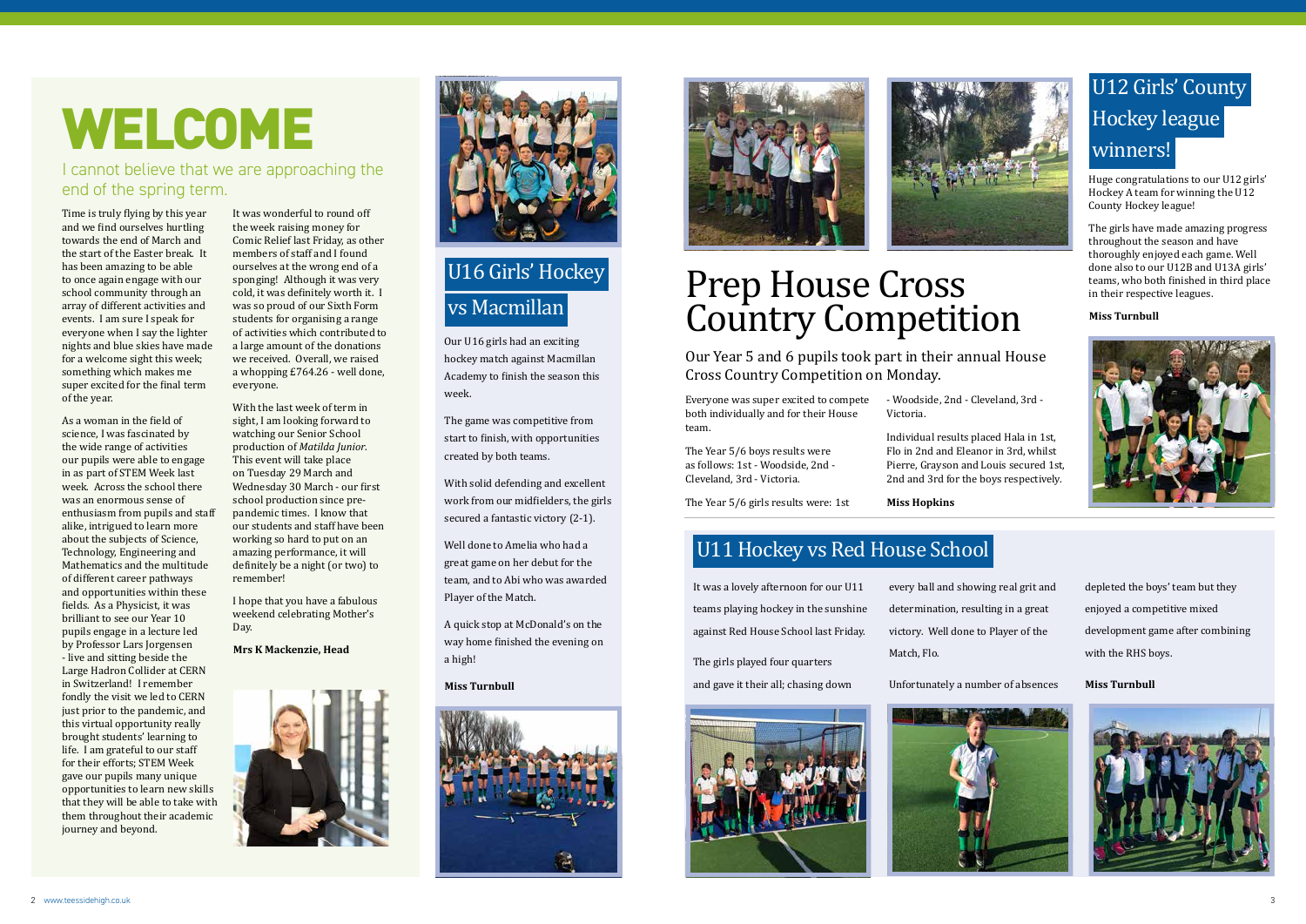# WELCOME

I cannot believe that we are approaching the end of the spring term.

Time is truly flying by this year and we find ourselves hurtling towards the end of March and the start of the Easter break. It has been amazing to be able to once again engage with our school community through an array of different activities and events. I am sure I speak for everyone when I say the lighter nights and blue skies have made for a welcome sight this week; something which makes me super excited for the final term of the year.

As a woman in the field of science, I was fascinated by the wide range of activities our pupils were able to engage in as part of STEM Week last week. Across the school there was an enormous sense of enthusiasm from pupils and staff alike, intrigued to learn more about the subjects of Science, Technology, Engineering and Mathematics and the multitude of different career pathways and opportunities within these fields. As a Physicist, it was brilliant to see our Year 10 pupils engage in a lecture led by Professor Lars Jorgensen - live and sitting beside the Large Hadron Collider at CERN in Switzerland! I remember fondly the visit we led to CERN just prior to the pandemic, and this virtual opportunity really brought students' learning to life. I am grateful to our staff for their efforts; STEM Week gave our pupils many unique opportunities to learn new skills that they will be able to take with them throughout their academic journey and beyond.

It was wonderful to round off the week raising money for Comic Relief last Friday, as other members of staff and I found ourselves at the wrong end of a sponging! Although it was very cold, it was definitely worth it. I was so proud of our Sixth Form students for organising a range of activities which contributed to a large amount of the donations we received. Overall, we raised a whopping £764.26 - well done, everyone.

With the last week of term in sight, I am looking forward to watching our Senior School production of *Matilda Junior*. This event will take place on Tuesday 29 March and Wednesday 30 March - our first school production since pre-pandemic times. I know that our students and staff have been working so hard to put on an amazing performance, it will definitely be a night (or two) to remember!

I hope that you have a fabulous weekend celebrating Mother's Day.

**Mrs K Mackenzie, Head**

## U16 Girls' Hockey vs Macmillan

Our U16 girls had an exciting hockey match against Macmillan Academy to finish the season this week.

The game was competitive from start to finish, with opportunities created by both teams.

With solid defending and excellent work from our midfielders, the girls secured a fantastic victory (2-1).

Well done to Amelia who had a great game on her debut for the team, and to Abi who was awarded Player of the Match.

A quick stop at McDonald's on the way home finished the evening on a high!

**Miss Turnbull**

# Prep House Cross Country Competition

Our Year 5 and 6 pupils took part in their annual House Cross Country Competition on Monday.

Everyone was super excited to compete both individually and for their House team.

The Year 5/6 boys results were as follows: 1st - Woodside, 2nd - Cleveland, 3rd - Victoria.

The Year 5/6 girls results were: 1st - Woodside, 2nd - Cleveland, 3rd - Victoria.

Individual results placed Hala in 1st, Flo in 2nd and Eleanor in 3rd, whilst Pierre, Grayson and Louis secured 1st, 2nd and 3rd for the boys respectively.

**Miss Hopkins**

## U12 Girls' County Hockey league winners!

Huge congratulations to our U12 girls' Hockey A team for winning the U12 County Hockey league!

The girls have made amazing progress throughout the season and have thoroughly enjoyed each game. Well done also to our U12B and U13A girls' teams, who both finished in third place in their respective leagues.

**Miss Turnbull**

## U11 Hockey vs Red House School

It was a lovely afternoon for our U11 teams playing hockey in the sunshine against Red House School last Friday.

The girls played four quarters and gave it their all; chasing down every ball and showing real grit and determination, resulting in a great victory. Well done to Player of the Match, Flo.

Unfortunately a number of absences depleted the boys' team but they enjoyed a competitive mixed development game after combining with the RHS boys.

**Miss Turnbull**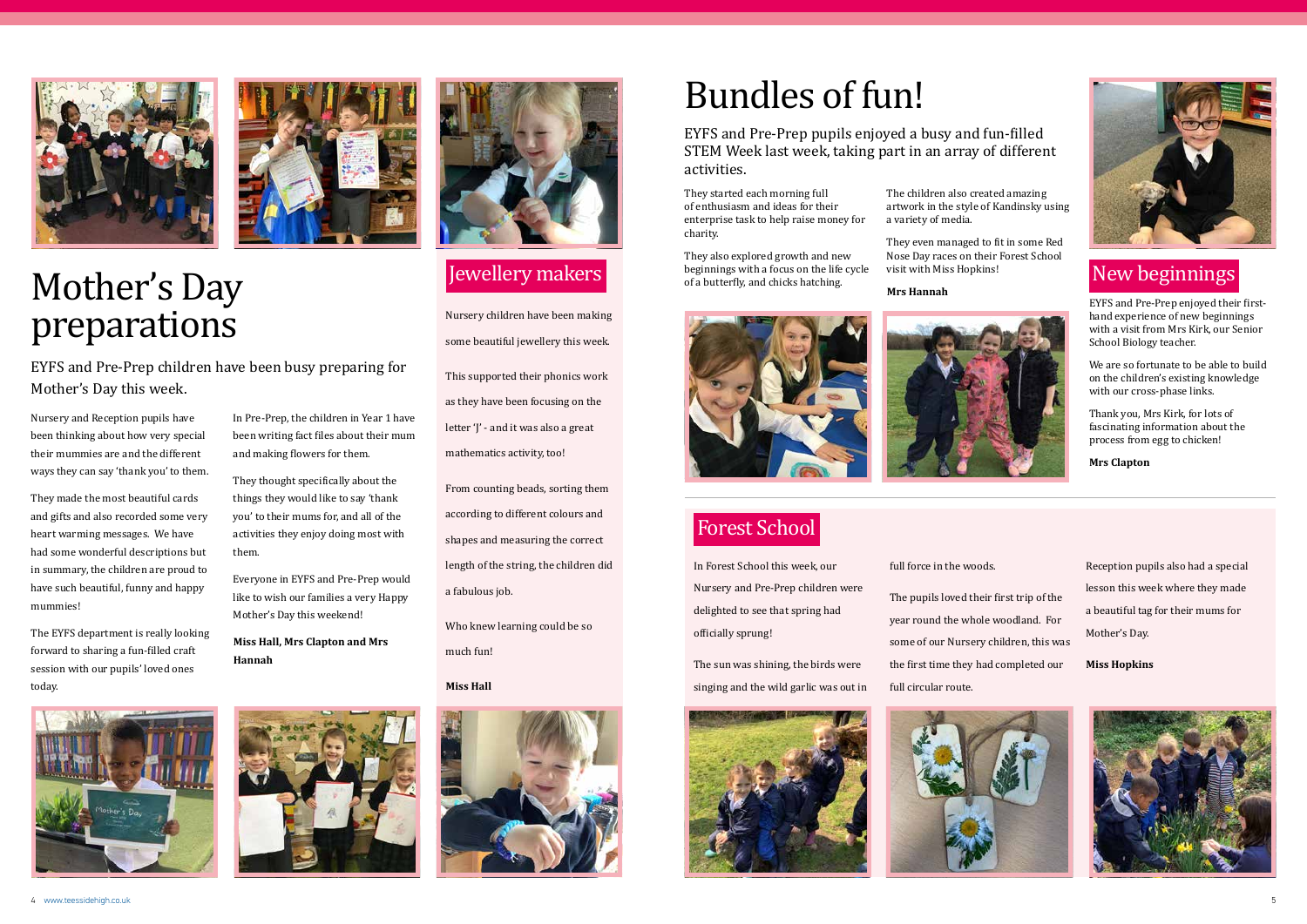# Mother's Day preparations

EYFS and Pre-Prep children have been busy preparing for Mother's Day this week.

Nursery and Reception pupils have been thinking about how very special their mummies are and the different ways they can say 'thank you' to them.

They made the most beautiful cards and gifts and also recorded some very heart warming messages. We have had some wonderful descriptions but in summary, the children are proud to have such beautiful, funny and happy mummies!

The EYFS department is really looking forward to sharing a fun-filled craft session with our pupils' loved ones today.

In Pre-Prep, the children in Year 1 have been writing fact files about their mum and making flowers for them.

They thought specifically about the things they would like to say 'thank you' to their mums for, and all of the activities they enjoy doing most with them.

Everyone in EYFS and Pre-Prep would like to wish our families a very Happy Mother's Day this weekend!

**Miss Hall, Mrs Clapton and Mrs Hannah**

## Jewellery makers

Nursery children have been making some beautiful jewellery this week.

This supported their phonics work as they have been focusing on the letter 'J' - and it was also a great mathematics activity, too!

From counting beads, sorting them according to different colours and shapes and measuring the correct length of the string, the children did a fabulous job.

Who knew learning could be so much fun!

**Miss Hall**

# Bundles of fun!

EYFS and Pre-Prep pupils enjoyed a busy and fun-filled STEM Week last week, taking part in an array of different activities.

They started each morning full of enthusiasm and ideas for their enterprise task to help raise money for charity.

They also explored growth and new beginnings with a focus on the life cycle of a butterfly, and chicks hatching.

The children also created amazing artwork in the style of Kandinsky using a variety of media.

They even managed to fit in some Red Nose Day races on their Forest School visit with Miss Hopkins!

**Mrs Hannah**

## New beginnings

EYFS and Pre-Prep enjoyed their first-hand experience of new beginnings with a visit from Mrs Kirk, our Senior School Biology teacher.

We are so fortunate to be able to build on the children's existing knowledge with our cross-phase links.

Thank you, Mrs Kirk, for lots of fascinating information about the process from egg to chicken!

**Mrs Clapton**

## Forest School

In Forest School this week, our Nursery and Pre-Prep children were delighted to see that spring had officially sprung!

The sun was shining, the birds were singing and the wild garlic was out in full force in the woods.

The pupils loved their first trip of the year round the whole woodland. For some of our Nursery children, this was the first time they had completed our full circular route.

Reception pupils also had a special lesson this week where they made a beautiful tag for their mums for Mother's Day.

**Miss Hopkins**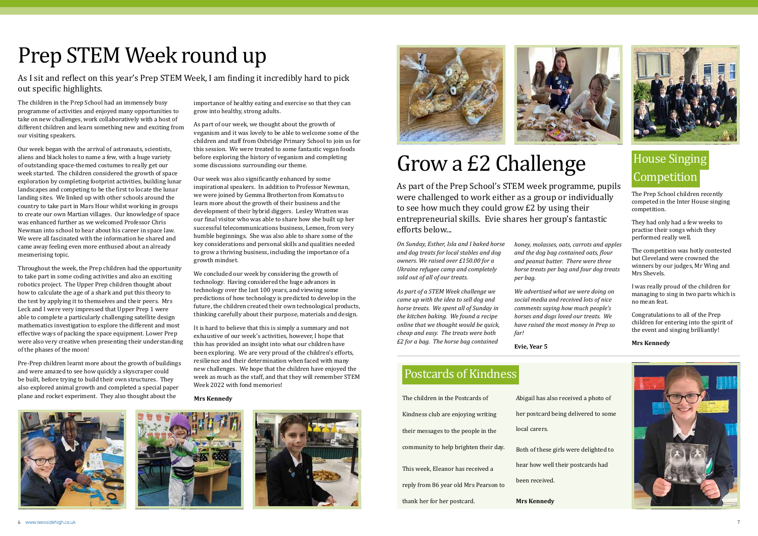# Prep STEM Week round up

As I sit and reflect on this year's Prep STEM Week, I am finding it incredibly hard to pick out specific highlights.

The children in the Prep School had an immensely busy programme of activities and enjoyed many opportunities to take on new challenges, work collaboratively with a host of different children and learn something new and exciting from our visiting speakers.

Our week began with the arrival of astronauts, scientists, aliens and black holes to name a few, with a huge variety of outstanding space-themed costumes to really get our week started. The children considered the growth of space exploration by completing footprint activities, building lunar landscapes and competing to be the first to locate the lunar landing sites. We linked up with other schools around the country to take part in Mars Hour whilst working in groups to create our own Martian villages. Our knowledge of space was enhanced further as we welcomed Professor Chris Newman into school to hear about his career in space law. We were all fascinated with the information he shared and came away feeling even more enthused about an already mesmerising topic.

Throughout the week, the Prep children had the opportunity to take part in some coding activities and also an exciting robotics project. The Upper Prep children thought about how to calculate the age of a shark and put this theory to the test by applying it to themselves and their peers. Mrs Leck and I were very impressed that Upper Prep 1 were able to complete a particularly challenging satellite design mathematics investigation to explore the different and most effective ways of packing the space equipment. Lower Prep were also very creative when presenting their understanding of the phases of the moon!

Pre-Prep children learnt more about the growth of buildings and were amazed to see how quickly a skyscraper could be built, before trying to build their own structures. They also explored animal growth and completed a special paper plane and rocket experiment. They also thought about the importance of healthy eating and exercise so that they can grow into healthy, strong adults.

As part of our week, we thought about the growth of veganism and it was lovely to be able to welcome some of the children and staff from Oxbridge Primary School to join us for this session. We were treated to some fantastic vegan foods before exploring the history of veganism and completing some discussions surrounding our theme.

Our week was also significantly enhanced by some inspirational speakers. In addition to Professor Newman, we were joined by Gemma Brotherton from Komatsu to learn more about the growth of their business and the development of their hybrid diggers. Lesley Wratten was our final visitor who was able to share how she built up her successful telecommunications business, Lemon, from very humble beginnings. She was also able to share some of the key considerations and personal skills and qualities needed to grow a thriving business, including the importance of a growth mindset.

We concluded our week by considering the growth of technology. Having considered the huge advances in technology over the last 100 years, and viewing some predictions of how technology is predicted to develop in the future, the children created their own technological products, thinking carefully about their purpose, materials and design.

It is hard to believe that this is simply a summary and not exhaustive of our week's activities, however, I hope that this has provided an insight into what our children have been exploring. We are very proud of the children's efforts, resilience and their determination when faced with many new challenges. We hope that the children have enjoyed the week as much as the staff, and that they will remember STEM Week 2022 with fond memories!

**Mrs Kennedy**

# Grow a £2 Challenge

As part of the Prep School's STEM week programme, pupils were challenged to work either as a group or individually to see how much they could grow £2 by using their entrepreneurial skills. Evie shares her group's fantastic efforts below...

*On Sunday, Esther, Isla and I baked horse and dog treats for local stables and dog owners. We raised over £150.00 for a Ukraine refugee camp and completely sold out of all of our treats.*

*As part of a STEM Week challenge we came up with the idea to sell dog and horse treats. We spent all of Sunday in the kitchen baking. We found a recipe online that we thought would be quick, cheap and easy. The treats were both £2 for a bag. The horse bag contained honey, molasses, oats, carrots and apples and the dog bag contained oats, flour and peanut butter. There were three horse treats per bag and four dog treats per bag.*

*We advertised what we were doing on social media and received lots of nice comments saying how much people's horses and dogs loved our treats. We have raised the most money in Prep so far!*

**Evie, Year 5**

## House Singing Competition

The Prep School children recently competed in the Inter House singing competition.

They had only had a few weeks to practise their songs which they performed really well.

The competition was hotly contested but Cleveland were crowned the winners by our judges, Mr Wing and Mrs Shevels.

I was really proud of the children for managing to sing in two parts which is no mean feat.

Congratulations to all of the Prep children for entering into the spirit of the event and singing brilliantly!

**Mrs Kennedy**

## Postcards of Kindness

The children in the Postcards of Kindness club are enjoying writing their messages to the people in the community to help brighten their day.

This week, Eleanor has received a reply from 86 year old Mrs Pearson to thank her for her postcard.

Abigail has also received a photo of her postcard being delivered to some local carers.

Both of these girls were delighted to hear how well their postcards had been received.

**Mrs Kennedy**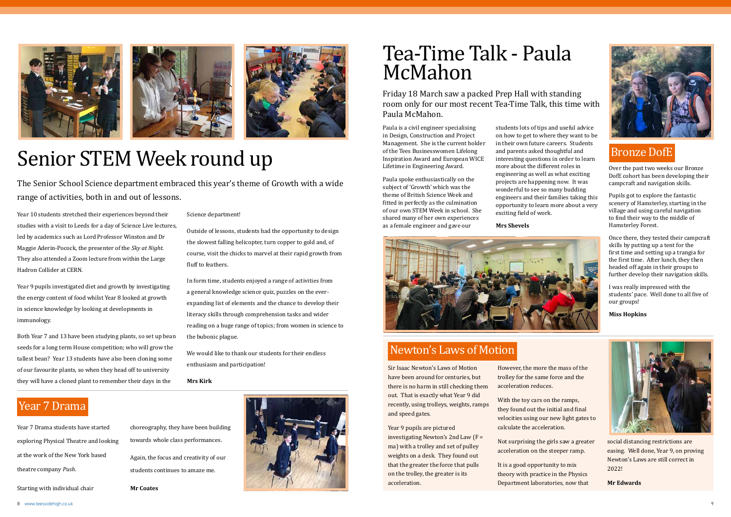# Senior STEM Week round up

The Senior School Science department embraced this year's theme of Growth with a wide range of activities, both in and out of lessons.

Year 10 students stretched their experiences beyond their studies with a visit to Leeds for a day of Science Live lectures, led by academics such as Lord Professor Winston and Dr Maggie Aderin-Pocock, the presenter of the *Sky at Night*. They also attended a Zoom lecture from within the Large Hadron Collider at CERN.

Year 9 pupils investigated diet and growth by investigating the energy content of food whilst Year 8 looked at growth in science knowledge by looking at developments in immunology.

Both Year 7 and 13 have been studying plants, so set up bean seeds for a long term House competition; who will grow the tallest bean? Year 13 students have also been cloning some of our favourite plants, so when they head off to university they will have a cloned plant to remember their days in the Science department!

Outside of lessons, students had the opportunity to design the slowest falling helicopter, turn copper to gold and, of course, visit the chicks to marvel at their rapid growth from fluff to feathers.

In form time, students enjoyed a range of activities from a general knowledge science quiz, puzzles on the ever-expanding list of elements and the chance to develop their literacy skills through comprehension tasks and wider reading on a huge range of topics; from women in science to the bubonic plague.

We would like to thank our students for their endless enthusiasm and participation!

**Mrs Kirk**

## Year 7 Drama

Year 7 Drama students have started exploring Physical Theatre and looking at the work of the New York based theatre company *Push*.

Starting with individual chair choreography, they have been building towards whole class performances.

Again, the focus and creativity of our students continues to amaze me.

**Mr Coates**

# Tea-Time Talk - Paula McMahon

Friday 18 March saw a packed Prep Hall with standing room only for our most recent Tea-Time Talk, this time with Paula McMahon.

Paula is a civil engineer specialising in Design, Construction and Project Management. She is the current holder of the Tees Businesswomen Lifelong Inspiration Award and European WICE Lifetime in Engineering Award.

Paula spoke enthusiastically on the subject of 'Growth' which was the theme of British Science Week and fitted in perfectly as the culmination of our own STEM Week in school. She shared many of her own experiences as a female engineer and gave our students lots of tips and useful advice on how to get to where they want to be in their own future careers. Students and parents asked thoughtful and interesting questions in order to learn more about the different roles in engineering as well as what exciting projects are happening now. It was wonderful to see so many budding engineers and their families taking this opportunity to learn more about a very exciting field of work.

**Mrs Shevels**

## Bronze DofE

Over the past two weeks our Bronze DofE cohort has been developing their campcraft and navigation skills.

Pupils got to explore the fantastic scenery of Hamsterley, starting in the village and using careful navigation to find their way to the middle of Hamsterley Forest.

Once there, they tested their campcraft skills by putting up a tent for the first time and setting up a trangia for the first time. After lunch, they then headed off again in their groups to further develop their navigation skills.

I was really impressed with the students' pace. Well done to all five of our groups!

**Miss Hopkins**

## Newton's Laws of Motion

Sir Isaac Newton's Laws of Motion have been around for centuries, but there is no harm in still checking them out. That is exactly what Year 9 did recently, using trolleys, weights, ramps and speed gates.

Year 9 pupils are pictured investigating Newton's 2nd Law ($F = ma$) with a trolley and set of pulley weights on a desk. They found out that the greater the force that pulls on the trolley, the greater is its acceleration.

However, the more the mass of the trolley for the same force and the acceleration reduces.

With the toy cars on the ramps, they found out the initial and final velocities using our new light gates to calculate the acceleration.

Not surprising the girls saw a greater acceleration on the steeper ramp.

It is a good opportunity to mix theory with practice in the Physics Department laboratories, now that social distancing restrictions are easing. Well done, Year 9, on proving Newton's Laws are still correct in 2022!

**Mr Edwards**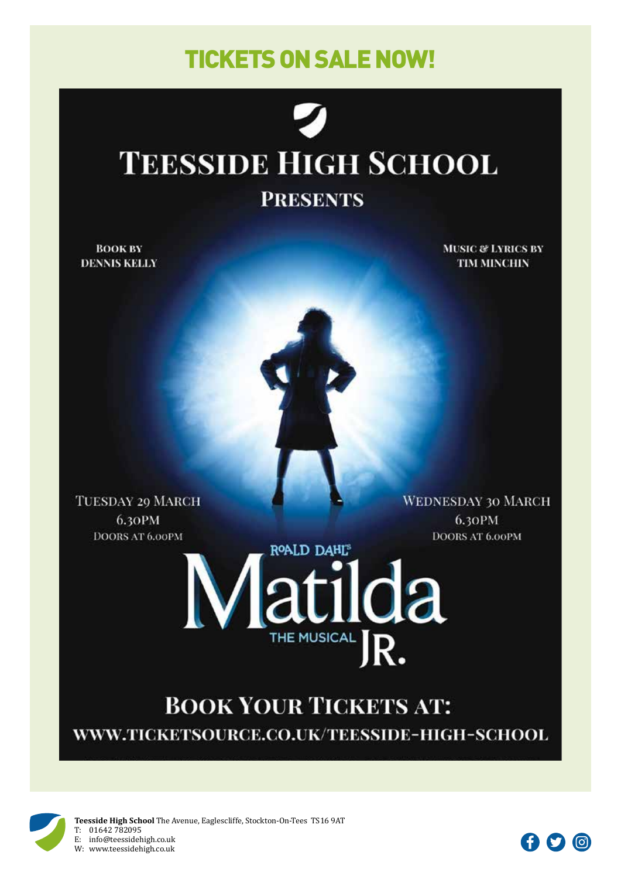# TICKETS ON SALE NOW!

## TEESSIDE HIGH SCHOOL

### PRESENTS

BOOK BY
DENNIS KELLY

MUSIC & LYRICS BY
TIM MINCHIN

TUESDAY 29 MARCH
6.30PM
DOORS AT 6.00PM

WEDNESDAY 30 MARCH
6.30PM
DOORS AT 6.00PM

ROALD DAHL'S

# Matilda

THE MUSICAL JR.

## BOOK YOUR TICKETS AT:

WWW.TICKETSOURCE.CO.UK/TEESSIDE-HIGH-SCHOOL

**Teesside High School** The Avenue, Eaglescliffe, Stockton-On-Tees TS16 9AT
T: 01642 782095
E: info@teessidehigh.co.uk
W: www.teessidehigh.co.uk